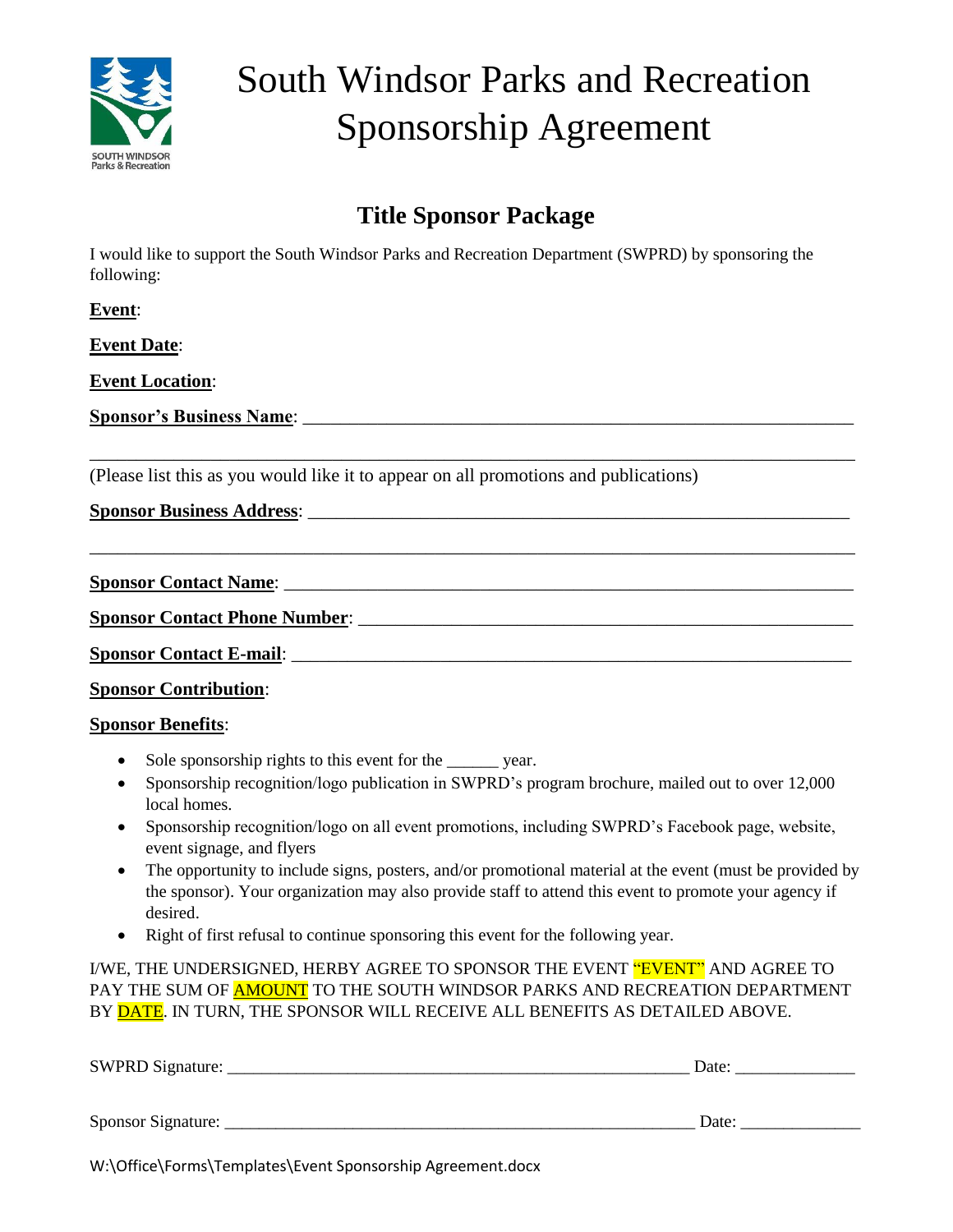# South Windsor Parks and Recreation Sponsorship Agreement

## Title Sponsor Package

I would like to support the South Windsor Parks and Recreation Department (SWPRD) by sponsoring the following:

**Event**:

**Event Date**:

**Event Location**:

**Sponsor's Business Name**: ____________________________________________________________

__________________________________________________________________________________

(Please list this as you would like it to appear on all promotions and publications)

**Sponsor Business Address**: ____________________________________________________________

__________________________________________________________________________________

**Sponsor Contact Name**: ____________________________________________________________

**Sponsor Contact Phone Number**: ______________________________________________________

**Sponsor Contact E-mail**: ____________________________________________________________

**Sponsor Contribution**:

**Sponsor Benefits**:

- Sole sponsorship rights to this event for the ______ year.
- Sponsorship recognition/logo publication in SWPRD's program brochure, mailed out to over 12,000 local homes.
- Sponsorship recognition/logo on all event promotions, including SWPRD's Facebook page, website, event signage, and flyers
- The opportunity to include signs, posters, and/or promotional material at the event (must be provided by the sponsor). Your organization may also provide staff to attend this event to promote your agency if desired.
- Right of first refusal to continue sponsoring this event for the following year.

I/WE, THE UNDERSIGNED, HERBY AGREE TO SPONSOR THE EVENT "EVENT" AND AGREE TO PAY THE SUM OF AMOUNT TO THE SOUTH WINDSOR PARKS AND RECREATION DEPARTMENT BY DATE. IN TURN, THE SPONSOR WILL RECEIVE ALL BENEFITS AS DETAILED ABOVE.

SWPRD Signature: _______________________________________________________ Date: ______________

Sponsor Signature: _______________________________________________________ Date: ______________

W:\Office\Forms\Templates\Event Sponsorship Agreement.docx